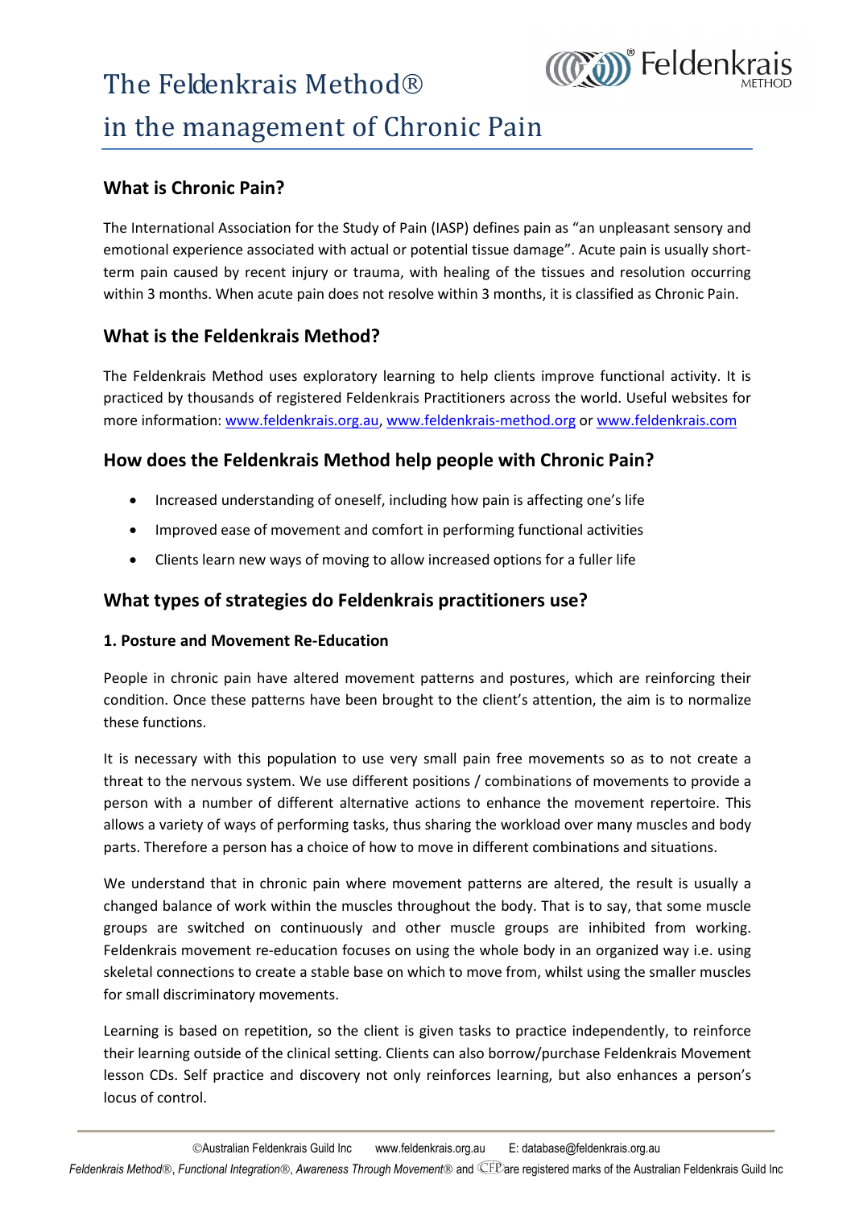# The Feldenkrais Method®
# in the management of Chronic Pain

## What is Chronic Pain?

The International Association for the Study of Pain (IASP) defines pain as "an unpleasant sensory and emotional experience associated with actual or potential tissue damage". Acute pain is usually short-term pain caused by recent injury or trauma, with healing of the tissues and resolution occurring within 3 months. When acute pain does not resolve within 3 months, it is classified as Chronic Pain.

## What is the Feldenkrais Method?

The Feldenkrais Method uses exploratory learning to help clients improve functional activity. It is practiced by thousands of registered Feldenkrais Practitioners across the world. Useful websites for more information: www.feldenkrais.org.au, www.feldenkrais-method.org or www.feldenkrais.com

## How does the Feldenkrais Method help people with Chronic Pain?

- Increased understanding of oneself, including how pain is affecting one's life
- Improved ease of movement and comfort in performing functional activities
- Clients learn new ways of moving to allow increased options for a fuller life

## What types of strategies do Feldenkrais practitioners use?

### 1. Posture and Movement Re-Education

People in chronic pain have altered movement patterns and postures, which are reinforcing their condition. Once these patterns have been brought to the client's attention, the aim is to normalize these functions.

It is necessary with this population to use very small pain free movements so as to not create a threat to the nervous system. We use different positions / combinations of movements to provide a person with a number of different alternative actions to enhance the movement repertoire. This allows a variety of ways of performing tasks, thus sharing the workload over many muscles and body parts. Therefore a person has a choice of how to move in different combinations and situations.

We understand that in chronic pain where movement patterns are altered, the result is usually a changed balance of work within the muscles throughout the body. That is to say, that some muscle groups are switched on continuously and other muscle groups are inhibited from working. Feldenkrais movement re-education focuses on using the whole body in an organized way i.e. using skeletal connections to create a stable base on which to move from, whilst using the smaller muscles for small discriminatory movements.

Learning is based on repetition, so the client is given tasks to practice independently, to reinforce their learning outside of the clinical setting. Clients can also borrow/purchase Feldenkrais Movement lesson CDs. Self practice and discovery not only reinforces learning, but also enhances a person's locus of control.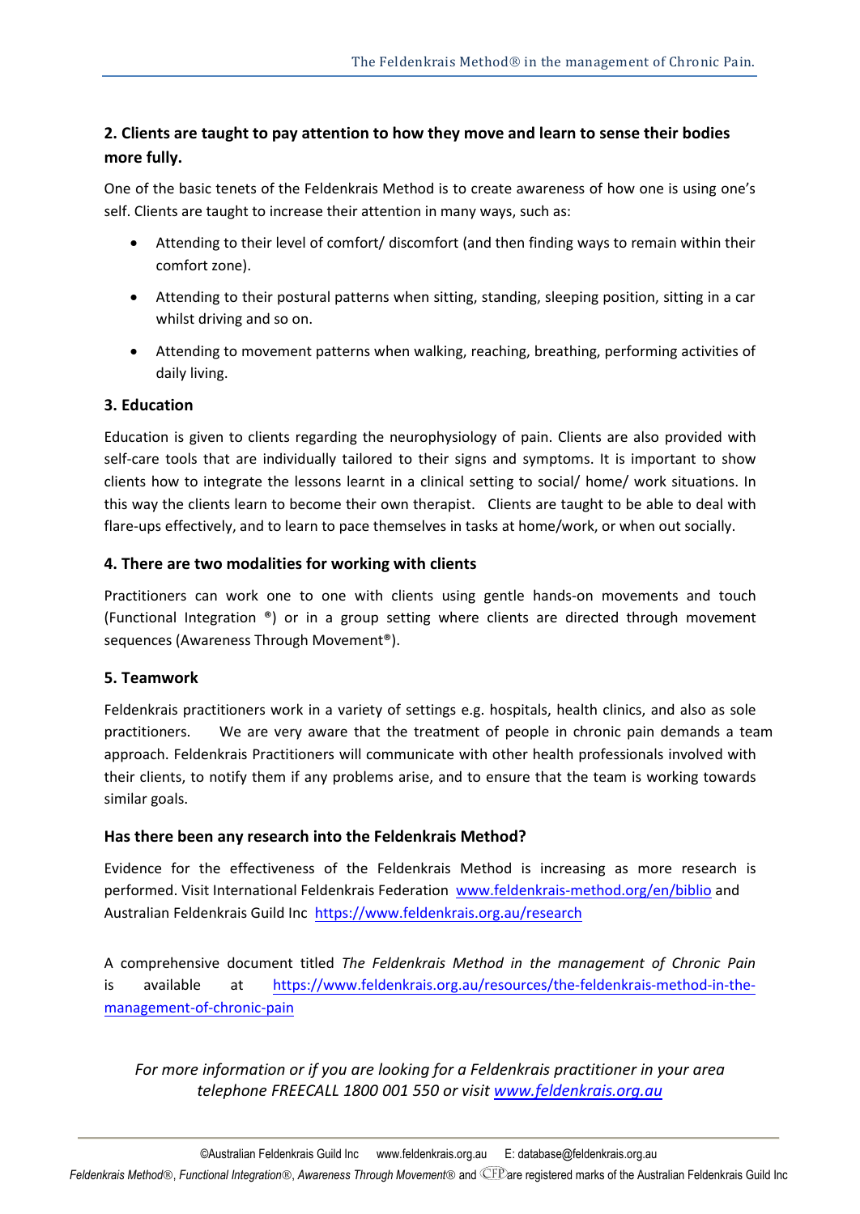**2. Clients are taught to pay attention to how they move and learn to sense their bodies more fully.**

One of the basic tenets of the Feldenkrais Method is to create awareness of how one is using one's self. Clients are taught to increase their attention in many ways, such as:

- Attending to their level of comfort/ discomfort (and then finding ways to remain within their comfort zone).
- Attending to their postural patterns when sitting, standing, sleeping position, sitting in a car whilst driving and so on.
- Attending to movement patterns when walking, reaching, breathing, performing activities of daily living.

**3. Education**

Education is given to clients regarding the neurophysiology of pain. Clients are also provided with self-care tools that are individually tailored to their signs and symptoms. It is important to show clients how to integrate the lessons learnt in a clinical setting to social/ home/ work situations. In this way the clients learn to become their own therapist. Clients are taught to be able to deal with flare-ups effectively, and to learn to pace themselves in tasks at home/work, or when out socially.

**4. There are two modalities for working with clients**

Practitioners can work one to one with clients using gentle hands-on movements and touch (Functional Integration ®) or in a group setting where clients are directed through movement sequences (Awareness Through Movement®).

**5. Teamwork**

Feldenkrais practitioners work in a variety of settings e.g. hospitals, health clinics, and also as sole practitioners. We are very aware that the treatment of people in chronic pain demands a team approach. Feldenkrais Practitioners will communicate with other health professionals involved with their clients, to notify them if any problems arise, and to ensure that the team is working towards similar goals.

**Has there been any research into the Feldenkrais Method?**

Evidence for the effectiveness of the Feldenkrais Method is increasing as more research is performed. Visit International Feldenkrais Federation www.feldenkrais-method.org/en/biblio and Australian Feldenkrais Guild Inc https://www.feldenkrais.org.au/research

A comprehensive document titled *The Feldenkrais Method in the management of Chronic Pain* is available at https://www.feldenkrais.org.au/resources/the-feldenkrais-method-in-the-management-of-chronic-pain

*For more information or if you are looking for a Feldenkrais practitioner in your area telephone FREECALL 1800 001 550 or visit www.feldenkrais.org.au*

©Australian Feldenkrais Guild Inc www.feldenkrais.org.au E: database@feldenkrais.org.au

*Feldenkrais Method*®, *Functional Integration*®, *Awareness Through Movement*® and CFP are registered marks of the Australian Feldenkrais Guild Inc